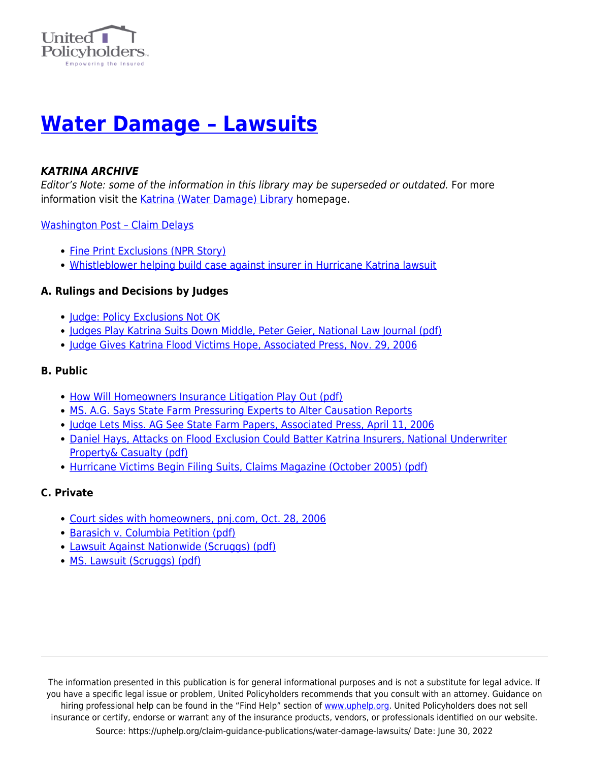# Water Damage – Lawsuits

***KATRINA ARCHIVE***

*Editor's Note: some of the information in this library may be superseded or outdated.* For more information visit the Katrina (Water Damage) Library homepage.

Washington Post – Claim Delays

- Fine Print Exclusions (NPR Story)
- Whistleblower helping build case against insurer in Hurricane Katrina lawsuit

### A. Rulings and Decisions by Judges

- Judge: Policy Exclusions Not OK
- Judges Play Katrina Suits Down Middle, Peter Geier, National Law Journal (pdf)
- Judge Gives Katrina Flood Victims Hope, Associated Press, Nov. 29, 2006

### B. Public

- How Will Homeowners Insurance Litigation Play Out (pdf)
- MS. A.G. Says State Farm Pressuring Experts to Alter Causation Reports
- Judge Lets Miss. AG See State Farm Papers, Associated Press, April 11, 2006
- Daniel Hays, Attacks on Flood Exclusion Could Batter Katrina Insurers, National Underwriter Property& Casualty (pdf)
- Hurricane Victims Begin Filing Suits, Claims Magazine (October 2005) (pdf)

### C. Private

- Court sides with homeowners, pnj.com, Oct. 28, 2006
- Barasich v. Columbia Petition (pdf)
- Lawsuit Against Nationwide (Scruggs) (pdf)
- MS. Lawsuit (Scruggs) (pdf)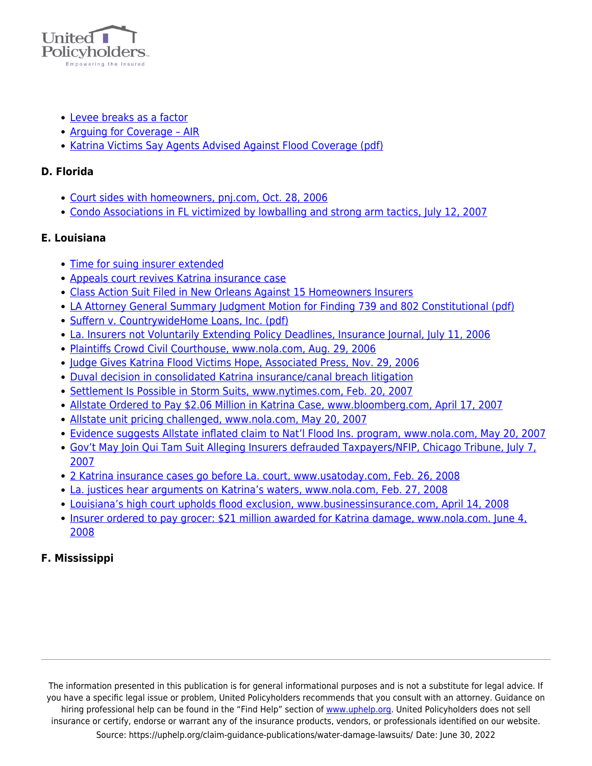- Levee breaks as a factor
- Arguing for Coverage – AIR
- Katrina Victims Say Agents Advised Against Flood Coverage (pdf)

#### D. Florida

- Court sides with homeowners, pnj.com, Oct. 28, 2006
- Condo Associations in FL victimized by lowballing and strong arm tactics, July 12, 2007

#### E. Louisiana

- Time for suing insurer extended
- Appeals court revives Katrina insurance case
- Class Action Suit Filed in New Orleans Against 15 Homeowners Insurers
- LA Attorney General Summary Judgment Motion for Finding 739 and 802 Constitutional (pdf)
- Suffern v. CountrywideHome Loans, Inc. (pdf)
- La. Insurers not Voluntarily Extending Policy Deadlines, Insurance Journal, July 11, 2006
- Plaintiffs Crowd Civil Courthouse, www.nola.com, Aug. 29, 2006
- Judge Gives Katrina Flood Victims Hope, Associated Press, Nov. 29, 2006
- Duval decision in consolidated Katrina insurance/canal breach litigation
- Settlement Is Possible in Storm Suits, www.nytimes.com, Feb. 20, 2007
- Allstate Ordered to Pay $2.06 Million in Katrina Case, www.bloomberg.com, April 17, 2007
- Allstate unit pricing challenged, www.nola.com, May 20, 2007
- Evidence suggests Allstate inflated claim to Nat'l Flood Ins. program, www.nola.com, May 20, 2007
- Gov't May Join Qui Tam Suit Alleging Insurers defrauded Taxpayers/NFIP, Chicago Tribune, July 7, 2007
- 2 Katrina insurance cases go before La. court, www.usatoday.com, Feb. 26, 2008
- La. justices hear arguments on Katrina's waters, www.nola.com, Feb. 27, 2008
- Louisiana's high court upholds flood exclusion, www.businessinsurance.com, April 14, 2008
- Insurer ordered to pay grocer: $21 million awarded for Katrina damage, www.nola.com. June 4, 2008

#### F. Mississippi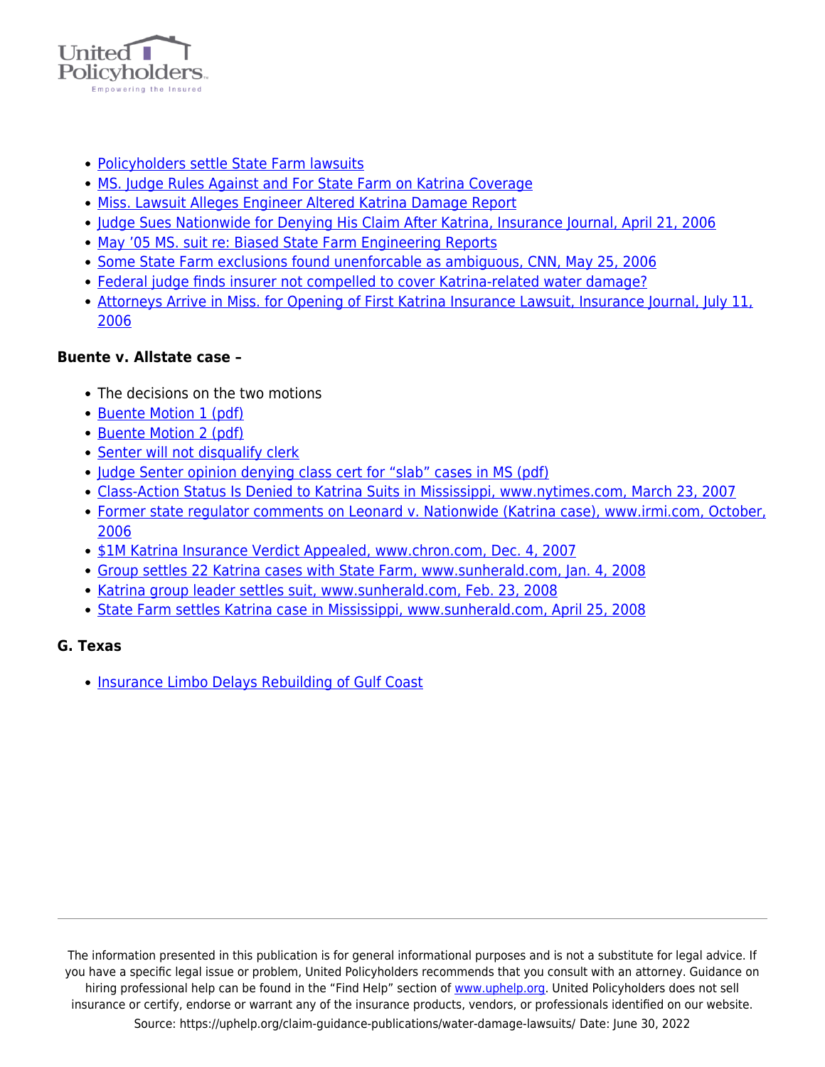- [Policyholders settle State Farm lawsuits]
- [MS. Judge Rules Against and For State Farm on Katrina Coverage]
- [Miss. Lawsuit Alleges Engineer Altered Katrina Damage Report]
- [Judge Sues Nationwide for Denying His Claim After Katrina, Insurance Journal, April 21, 2006]
- [May '05 MS. suit re: Biased State Farm Engineering Reports]
- [Some State Farm exclusions found unenforcable as ambiguous, CNN, May 25, 2006]
- [Federal judge finds insurer not compelled to cover Katrina-related water damage?]
- [Attorneys Arrive in Miss. for Opening of First Katrina Insurance Lawsuit, Insurance Journal, July 11, 2006]

**Buente v. Allstate case –**

- The decisions on the two motions
- [Buente Motion 1 (pdf)]
- [Buente Motion 2 (pdf)]
- [Senter will not disqualify clerk]
- [Judge Senter opinion denying class cert for "slab" cases in MS (pdf)]
- [Class-Action Status Is Denied to Katrina Suits in Mississippi, www.nytimes.com, March 23, 2007]
- [Former state regulator comments on Leonard v. Nationwide (Katrina case), www.irmi.com, October, 2006]
- [$1M Katrina Insurance Verdict Appealed, www.chron.com, Dec. 4, 2007]
- [Group settles 22 Katrina cases with State Farm, www.sunherald.com, Jan. 4, 2008]
- [Katrina group leader settles suit, www.sunherald.com, Feb. 23, 2008]
- [State Farm settles Katrina case in Mississippi, www.sunherald.com, April 25, 2008]

**G. Texas**

- [Insurance Limbo Delays Rebuilding of Gulf Coast]

The information presented in this publication is for general informational purposes and is not a substitute for legal advice. If you have a specific legal issue or problem, United Policyholders recommends that you consult with an attorney. Guidance on hiring professional help can be found in the "Find Help" section of www.uphelp.org. United Policyholders does not sell insurance or certify, endorse or warrant any of the insurance products, vendors, or professionals identified on our website.

Source: https://uphelp.org/claim-guidance-publications/water-damage-lawsuits/ Date: June 30, 2022